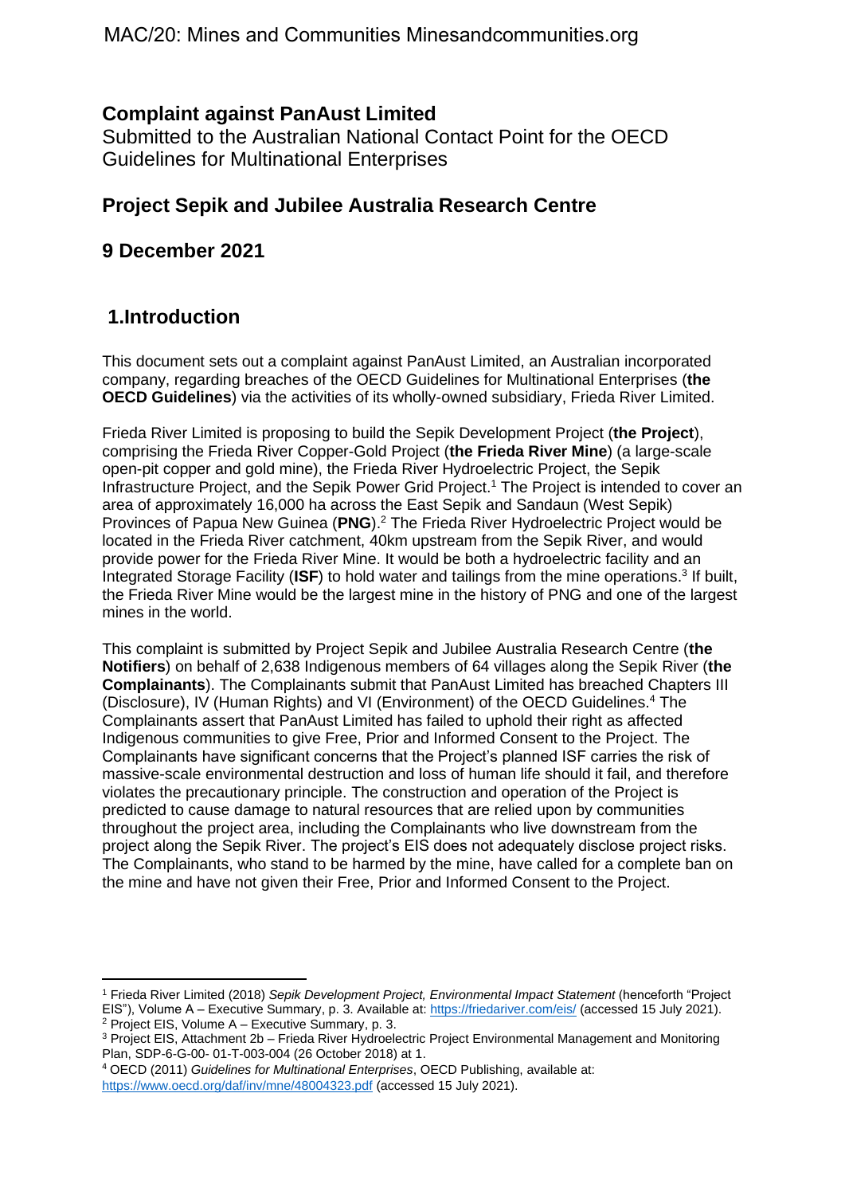# Complaint against PanAust Limited

Submitted to the Australian National Contact Point for the OECD Guidelines for Multinational Enterprises

## Project Sepik and Jubilee Australia Research Centre

## 9 December 2021

## 1. Introduction

This document sets out a complaint against PanAust Limited, an Australian incorporated company, regarding breaches of the OECD Guidelines for Multinational Enterprises (**the OECD Guidelines**) via the activities of its wholly-owned subsidiary, Frieda River Limited.

Frieda River Limited is proposing to build the Sepik Development Project (**the Project**), comprising the Frieda River Copper-Gold Project (**the Frieda River Mine**) (a large-scale open-pit copper and gold mine), the Frieda River Hydroelectric Project, the Sepik Infrastructure Project, and the Sepik Power Grid Project.[1] The Project is intended to cover an area of approximately 16,000 ha across the East Sepik and Sandaun (West Sepik) Provinces of Papua New Guinea (**PNG**).[2] The Frieda River Hydroelectric Project would be located in the Frieda River catchment, 40km upstream from the Sepik River, and would provide power for the Frieda River Mine. It would be both a hydroelectric facility and an Integrated Storage Facility (**ISF**) to hold water and tailings from the mine operations.[3] If built, the Frieda River Mine would be the largest mine in the history of PNG and one of the largest mines in the world.

This complaint is submitted by Project Sepik and Jubilee Australia Research Centre (**the Notifiers**) on behalf of 2,638 Indigenous members of 64 villages along the Sepik River (**the Complainants**). The Complainants submit that PanAust Limited has breached Chapters III (Disclosure), IV (Human Rights) and VI (Environment) of the OECD Guidelines.[4] The Complainants assert that PanAust Limited has failed to uphold their right as affected Indigenous communities to give Free, Prior and Informed Consent to the Project. The Complainants have significant concerns that the Project's planned ISF carries the risk of massive-scale environmental destruction and loss of human life should it fail, and therefore violates the precautionary principle. The construction and operation of the Project is predicted to cause damage to natural resources that are relied upon by communities throughout the project area, including the Complainants who live downstream from the project along the Sepik River. The project's EIS does not adequately disclose project risks. The Complainants, who stand to be harmed by the mine, have called for a complete ban on the mine and have not given their Free, Prior and Informed Consent to the Project.

---

[1] Frieda River Limited (2018) *Sepik Development Project, Environmental Impact Statement* (henceforth "Project EIS"), Volume A – Executive Summary, p. 3. Available at: https://friedariver.com/eis/ (accessed 15 July 2021).

[2] Project EIS, Volume A – Executive Summary, p. 3.

[3] Project EIS, Attachment 2b – Frieda River Hydroelectric Project Environmental Management and Monitoring Plan, SDP-6-G-00- 01-T-003-004 (26 October 2018) at 1.

[4] OECD (2011) *Guidelines for Multinational Enterprises*, OECD Publishing, available at: https://www.oecd.org/daf/inv/mne/48004323.pdf (accessed 15 July 2021).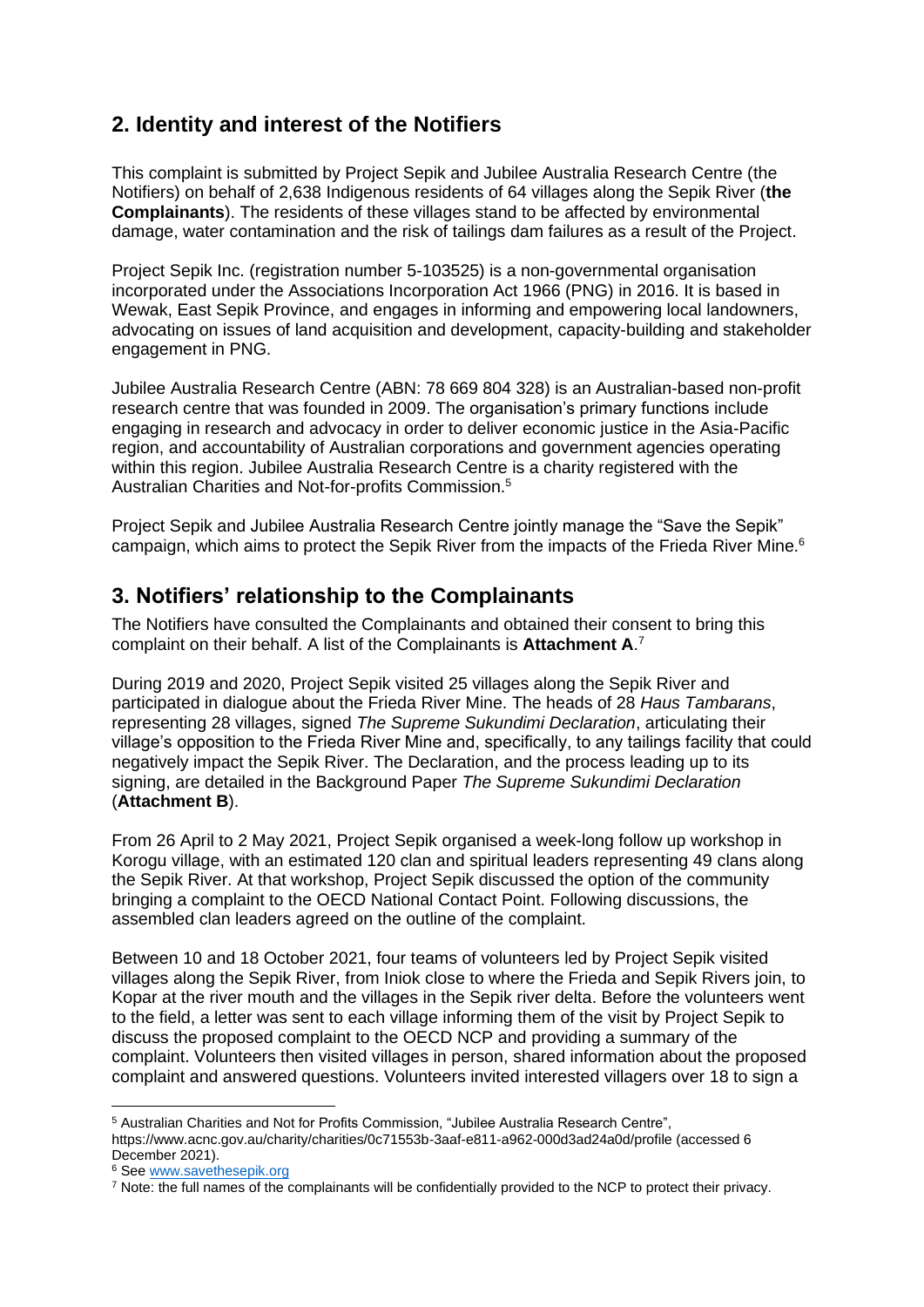## 2. Identity and interest of the Notifiers

This complaint is submitted by Project Sepik and Jubilee Australia Research Centre (the Notifiers) on behalf of 2,638 Indigenous residents of 64 villages along the Sepik River (**the Complainants**). The residents of these villages stand to be affected by environmental damage, water contamination and the risk of tailings dam failures as a result of the Project.

Project Sepik Inc. (registration number 5-103525) is a non-governmental organisation incorporated under the Associations Incorporation Act 1966 (PNG) in 2016. It is based in Wewak, East Sepik Province, and engages in informing and empowering local landowners, advocating on issues of land acquisition and development, capacity-building and stakeholder engagement in PNG.

Jubilee Australia Research Centre (ABN: 78 669 804 328) is an Australian-based non-profit research centre that was founded in 2009. The organisation's primary functions include engaging in research and advocacy in order to deliver economic justice in the Asia-Pacific region, and accountability of Australian corporations and government agencies operating within this region. Jubilee Australia Research Centre is a charity registered with the Australian Charities and Not-for-profits Commission.[5]

Project Sepik and Jubilee Australia Research Centre jointly manage the "Save the Sepik" campaign, which aims to protect the Sepik River from the impacts of the Frieda River Mine.[6]

## 3. Notifiers' relationship to the Complainants

The Notifiers have consulted the Complainants and obtained their consent to bring this complaint on their behalf. A list of the Complainants is **Attachment A**.[7]

During 2019 and 2020, Project Sepik visited 25 villages along the Sepik River and participated in dialogue about the Frieda River Mine. The heads of 28 *Haus Tambarans*, representing 28 villages, signed *The Supreme Sukundimi Declaration*, articulating their village's opposition to the Frieda River Mine and, specifically, to any tailings facility that could negatively impact the Sepik River. The Declaration, and the process leading up to its signing, are detailed in the Background Paper *The Supreme Sukundimi Declaration* (**Attachment B**).

From 26 April to 2 May 2021, Project Sepik organised a week-long follow up workshop in Korogu village, with an estimated 120 clan and spiritual leaders representing 49 clans along the Sepik River. At that workshop, Project Sepik discussed the option of the community bringing a complaint to the OECD National Contact Point. Following discussions, the assembled clan leaders agreed on the outline of the complaint.

Between 10 and 18 October 2021, four teams of volunteers led by Project Sepik visited villages along the Sepik River, from Iniok close to where the Frieda and Sepik Rivers join, to Kopar at the river mouth and the villages in the Sepik river delta. Before the volunteers went to the field, a letter was sent to each village informing them of the visit by Project Sepik to discuss the proposed complaint to the OECD NCP and providing a summary of the complaint. Volunteers then visited villages in person, shared information about the proposed complaint and answered questions. Volunteers invited interested villagers over 18 to sign a

---

[5] Australian Charities and Not for Profits Commission, "Jubilee Australia Research Centre", https://www.acnc.gov.au/charity/charities/0c71553b-3aaf-e811-a962-000d3ad24a0d/profile (accessed 6 December 2021).

[6] See www.savethesepik.org

[7] Note: the full names of the complainants will be confidentially provided to the NCP to protect their privacy.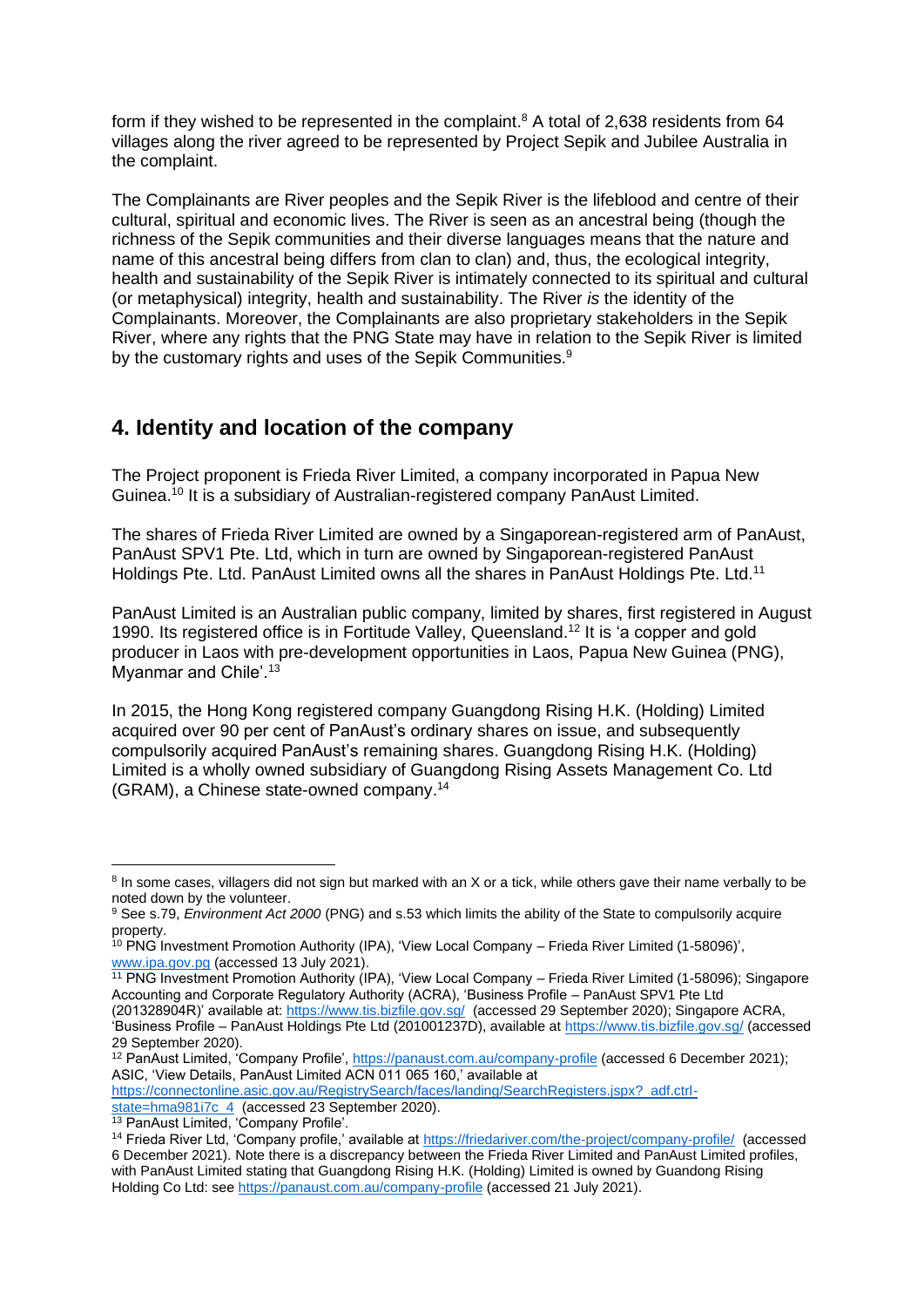form if they wished to be represented in the complaint.[8] A total of 2,638 residents from 64 villages along the river agreed to be represented by Project Sepik and Jubilee Australia in the complaint.

The Complainants are River peoples and the Sepik River is the lifeblood and centre of their cultural, spiritual and economic lives. The River is seen as an ancestral being (though the richness of the Sepik communities and their diverse languages means that the nature and name of this ancestral being differs from clan to clan) and, thus, the ecological integrity, health and sustainability of the Sepik River is intimately connected to its spiritual and cultural (or metaphysical) integrity, health and sustainability. The River *is* the identity of the Complainants. Moreover, the Complainants are also proprietary stakeholders in the Sepik River, where any rights that the PNG State may have in relation to the Sepik River is limited by the customary rights and uses of the Sepik Communities.[9]

## 4. Identity and location of the company

The Project proponent is Frieda River Limited, a company incorporated in Papua New Guinea.[10] It is a subsidiary of Australian-registered company PanAust Limited.

The shares of Frieda River Limited are owned by a Singaporean-registered arm of PanAust, PanAust SPV1 Pte. Ltd, which in turn are owned by Singaporean-registered PanAust Holdings Pte. Ltd. PanAust Limited owns all the shares in PanAust Holdings Pte. Ltd.[11]

PanAust Limited is an Australian public company, limited by shares, first registered in August 1990. Its registered office is in Fortitude Valley, Queensland.[12] It is 'a copper and gold producer in Laos with pre-development opportunities in Laos, Papua New Guinea (PNG), Myanmar and Chile'.[13]

In 2015, the Hong Kong registered company Guangdong Rising H.K. (Holding) Limited acquired over 90 per cent of PanAust's ordinary shares on issue, and subsequently compulsorily acquired PanAust's remaining shares. Guangdong Rising H.K. (Holding) Limited is a wholly owned subsidiary of Guangdong Rising Assets Management Co. Ltd (GRAM), a Chinese state-owned company.[14]

---

[8] In some cases, villagers did not sign but marked with an X or a tick, while others gave their name verbally to be noted down by the volunteer.

[9] See s.79, *Environment Act 2000* (PNG) and s.53 which limits the ability of the State to compulsorily acquire property.

[10] PNG Investment Promotion Authority (IPA), 'View Local Company – Frieda River Limited (1-58096)', www.ipa.gov.pg (accessed 13 July 2021).

[11] PNG Investment Promotion Authority (IPA), 'View Local Company – Frieda River Limited (1-58096); Singapore Accounting and Corporate Regulatory Authority (ACRA), 'Business Profile – PanAust SPV1 Pte Ltd (201328904R)' available at: https://www.tis.bizfile.gov.sg/ (accessed 29 September 2020); Singapore ACRA, 'Business Profile – PanAust Holdings Pte Ltd (201001237D), available at https://www.tis.bizfile.gov.sg/ (accessed 29 September 2020).

[12] PanAust Limited, 'Company Profile', https://panaust.com.au/company-profile (accessed 6 December 2021); ASIC, 'View Details, PanAust Limited ACN 011 065 160,' available at https://connectonline.asic.gov.au/RegistrySearch/faces/landing/SearchRegisters.jspx?_adf.ctrl-state=hma981i7c_4 (accessed 23 September 2020).

[13] PanAust Limited, 'Company Profile'.

[14] Frieda River Ltd, 'Company profile,' available at https://friedariver.com/the-project/company-profile/ (accessed 6 December 2021). Note there is a discrepancy between the Frieda River Limited and PanAust Limited profiles, with PanAust Limited stating that Guangdong Rising H.K. (Holding) Limited is owned by Guandong Rising Holding Co Ltd: see https://panaust.com.au/company-profile (accessed 21 July 2021).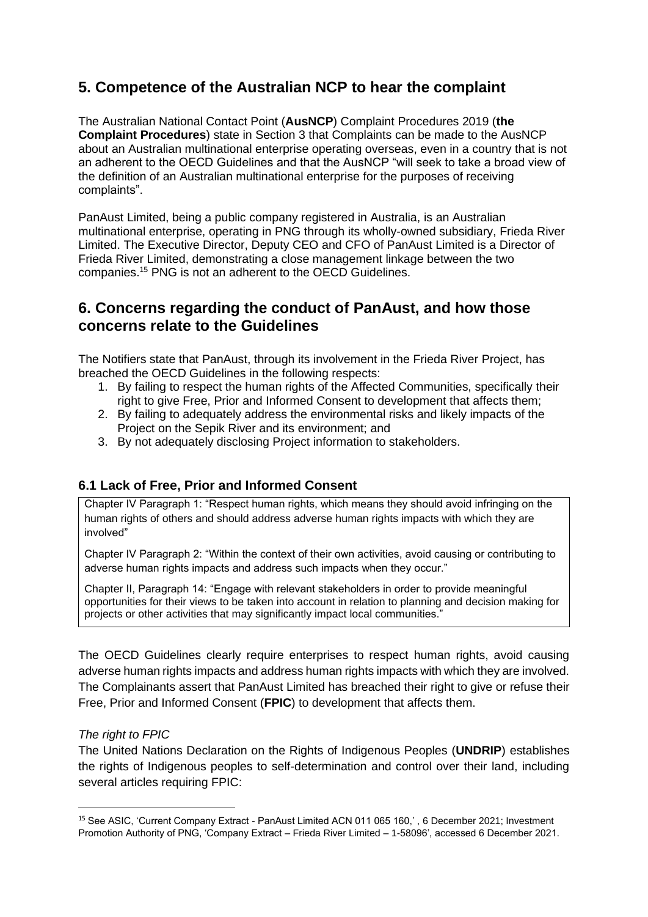## 5. Competence of the Australian NCP to hear the complaint

The Australian National Contact Point (**AusNCP**) Complaint Procedures 2019 (**the Complaint Procedures**) state in Section 3 that Complaints can be made to the AusNCP about an Australian multinational enterprise operating overseas, even in a country that is not an adherent to the OECD Guidelines and that the AusNCP "will seek to take a broad view of the definition of an Australian multinational enterprise for the purposes of receiving complaints".

PanAust Limited, being a public company registered in Australia, is an Australian multinational enterprise, operating in PNG through its wholly-owned subsidiary, Frieda River Limited. The Executive Director, Deputy CEO and CFO of PanAust Limited is a Director of Frieda River Limited, demonstrating a close management linkage between the two companies.[15] PNG is not an adherent to the OECD Guidelines.

## 6. Concerns regarding the conduct of PanAust, and how those concerns relate to the Guidelines

The Notifiers state that PanAust, through its involvement in the Frieda River Project, has breached the OECD Guidelines in the following respects:

1. By failing to respect the human rights of the Affected Communities, specifically their right to give Free, Prior and Informed Consent to development that affects them;
2. By failing to adequately address the environmental risks and likely impacts of the Project on the Sepik River and its environment; and
3. By not adequately disclosing Project information to stakeholders.

### 6.1 Lack of Free, Prior and Informed Consent

> Chapter IV Paragraph 1: "Respect human rights, which means they should avoid infringing on the human rights of others and should address adverse human rights impacts with which they are involved"
>
> Chapter IV Paragraph 2: "Within the context of their own activities, avoid causing or contributing to adverse human rights impacts and address such impacts when they occur."
>
> Chapter II, Paragraph 14: "Engage with relevant stakeholders in order to provide meaningful opportunities for their views to be taken into account in relation to planning and decision making for projects or other activities that may significantly impact local communities."

The OECD Guidelines clearly require enterprises to respect human rights, avoid causing adverse human rights impacts and address human rights impacts with which they are involved. The Complainants assert that PanAust Limited has breached their right to give or refuse their Free, Prior and Informed Consent (**FPIC**) to development that affects them.

*The right to FPIC*

The United Nations Declaration on the Rights of Indigenous Peoples (**UNDRIP**) establishes the rights of Indigenous peoples to self-determination and control over their land, including several articles requiring FPIC:

---

[15] See ASIC, 'Current Company Extract - PanAust Limited ACN 011 065 160,' , 6 December 2021; Investment Promotion Authority of PNG, 'Company Extract – Frieda River Limited – 1-58096', accessed 6 December 2021.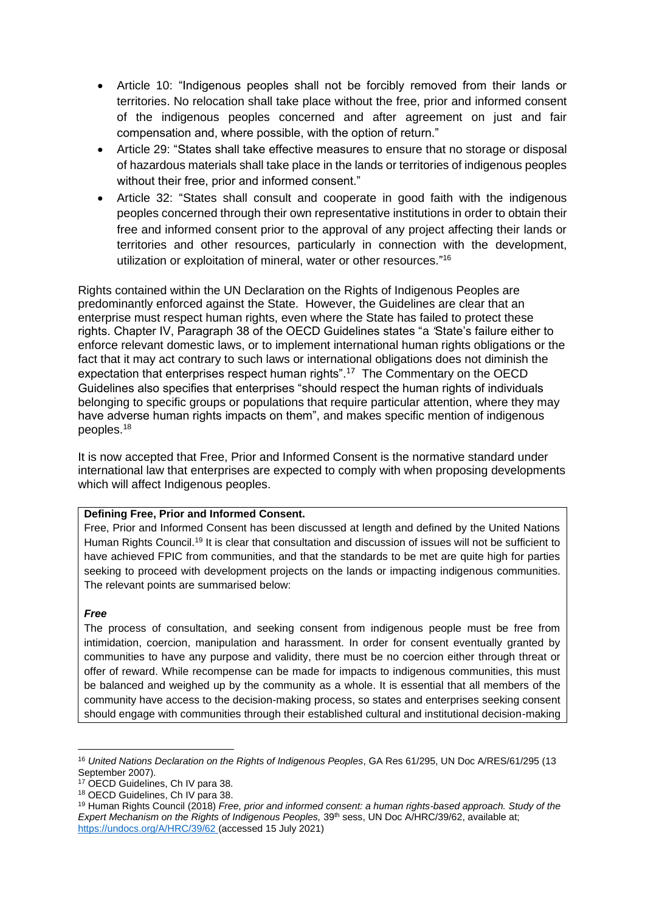- Article 10: "Indigenous peoples shall not be forcibly removed from their lands or territories. No relocation shall take place without the free, prior and informed consent of the indigenous peoples concerned and after agreement on just and fair compensation and, where possible, with the option of return."
- Article 29: "States shall take effective measures to ensure that no storage or disposal of hazardous materials shall take place in the lands or territories of indigenous peoples without their free, prior and informed consent."
- Article 32: "States shall consult and cooperate in good faith with the indigenous peoples concerned through their own representative institutions in order to obtain their free and informed consent prior to the approval of any project affecting their lands or territories and other resources, particularly in connection with the development, utilization or exploitation of mineral, water or other resources."[16]

Rights contained within the UN Declaration on the Rights of Indigenous Peoples are predominantly enforced against the State. However, the Guidelines are clear that an enterprise must respect human rights, even where the State has failed to protect these rights. Chapter IV, Paragraph 38 of the OECD Guidelines states "a 'State's failure either to enforce relevant domestic laws, or to implement international human rights obligations or the fact that it may act contrary to such laws or international obligations does not diminish the expectation that enterprises respect human rights".[17] The Commentary on the OECD Guidelines also specifies that enterprises "should respect the human rights of individuals belonging to specific groups or populations that require particular attention, where they may have adverse human rights impacts on them", and makes specific mention of indigenous peoples.[18]

It is now accepted that Free, Prior and Informed Consent is the normative standard under international law that enterprises are expected to comply with when proposing developments which will affect Indigenous peoples.

**Defining Free, Prior and Informed Consent.**

Free, Prior and Informed Consent has been discussed at length and defined by the United Nations Human Rights Council.[19] It is clear that consultation and discussion of issues will not be sufficient to have achieved FPIC from communities, and that the standards to be met are quite high for parties seeking to proceed with development projects on the lands or impacting indigenous communities. The relevant points are summarised below:

***Free***

The process of consultation, and seeking consent from indigenous people must be free from intimidation, coercion, manipulation and harassment. In order for consent eventually granted by communities to have any purpose and validity, there must be no coercion either through threat or offer of reward. While recompense can be made for impacts to indigenous communities, this must be balanced and weighed up by the community as a whole. It is essential that all members of the community have access to the decision-making process, so states and enterprises seeking consent should engage with communities through their established cultural and institutional decision-making

---

[16] *United Nations Declaration on the Rights of Indigenous Peoples*, GA Res 61/295, UN Doc A/RES/61/295 (13 September 2007).

[17] OECD Guidelines, Ch IV para 38.

[18] OECD Guidelines, Ch IV para 38.

[19] Human Rights Council (2018) *Free, prior and informed consent: a human rights-based approach. Study of the Expert Mechanism on the Rights of Indigenous Peoples,* 39th sess, UN Doc A/HRC/39/62, available at; https://undocs.org/A/HRC/39/62 (accessed 15 July 2021)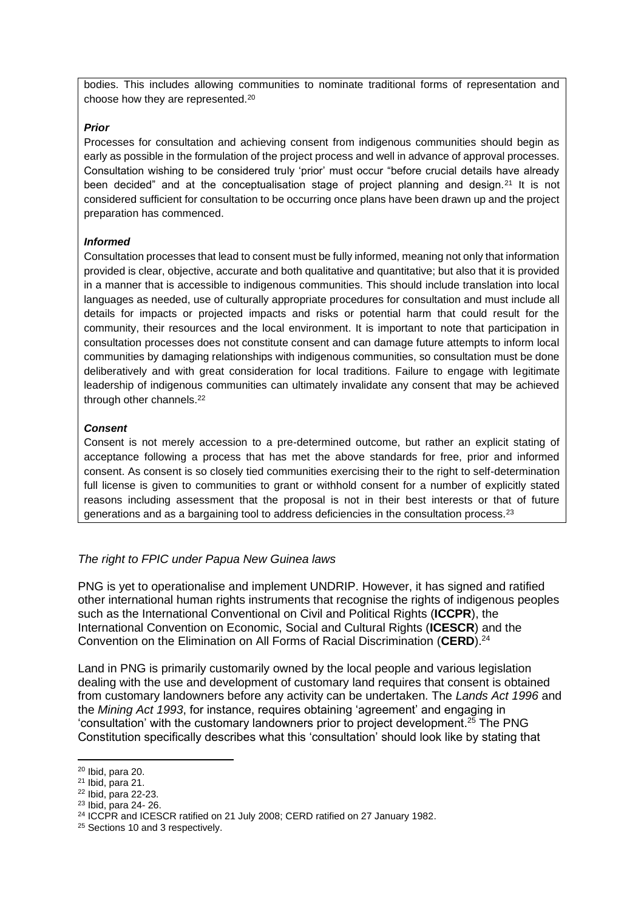bodies. This includes allowing communities to nominate traditional forms of representation and choose how they are represented.[20]

***Prior***

Processes for consultation and achieving consent from indigenous communities should begin as early as possible in the formulation of the project process and well in advance of approval processes. Consultation wishing to be considered truly 'prior' must occur "before crucial details have already been decided" and at the conceptualisation stage of project planning and design.[21] It is not considered sufficient for consultation to be occurring once plans have been drawn up and the project preparation has commenced.

***Informed***

Consultation processes that lead to consent must be fully informed, meaning not only that information provided is clear, objective, accurate and both qualitative and quantitative; but also that it is provided in a manner that is accessible to indigenous communities. This should include translation into local languages as needed, use of culturally appropriate procedures for consultation and must include all details for impacts or projected impacts and risks or potential harm that could result for the community, their resources and the local environment. It is important to note that participation in consultation processes does not constitute consent and can damage future attempts to inform local communities by damaging relationships with indigenous communities, so consultation must be done deliberatively and with great consideration for local traditions. Failure to engage with legitimate leadership of indigenous communities can ultimately invalidate any consent that may be achieved through other channels.[22]

***Consent***

Consent is not merely accession to a pre-determined outcome, but rather an explicit stating of acceptance following a process that has met the above standards for free, prior and informed consent. As consent is so closely tied communities exercising their to the right to self-determination full license is given to communities to grant or withhold consent for a number of explicitly stated reasons including assessment that the proposal is not in their best interests or that of future generations and as a bargaining tool to address deficiencies in the consultation process.[23]

*The right to FPIC under Papua New Guinea laws*

PNG is yet to operationalise and implement UNDRIP. However, it has signed and ratified other international human rights instruments that recognise the rights of indigenous peoples such as the International Conventional on Civil and Political Rights (**ICCPR**), the International Convention on Economic, Social and Cultural Rights (**ICESCR**) and the Convention on the Elimination on All Forms of Racial Discrimination (**CERD**).[24]

Land in PNG is primarily customarily owned by the local people and various legislation dealing with the use and development of customary land requires that consent is obtained from customary landowners before any activity can be undertaken. The *Lands Act 1996* and the *Mining Act 1993*, for instance, requires obtaining 'agreement' and engaging in 'consultation' with the customary landowners prior to project development.[25] The PNG Constitution specifically describes what this 'consultation' should look like by stating that

[20] Ibid, para 20.
[21] Ibid, para 21.
[22] Ibid, para 22-23.
[23] Ibid, para 24- 26.
[24] ICCPR and ICESCR ratified on 21 July 2008; CERD ratified on 27 January 1982.
[25] Sections 10 and 3 respectively.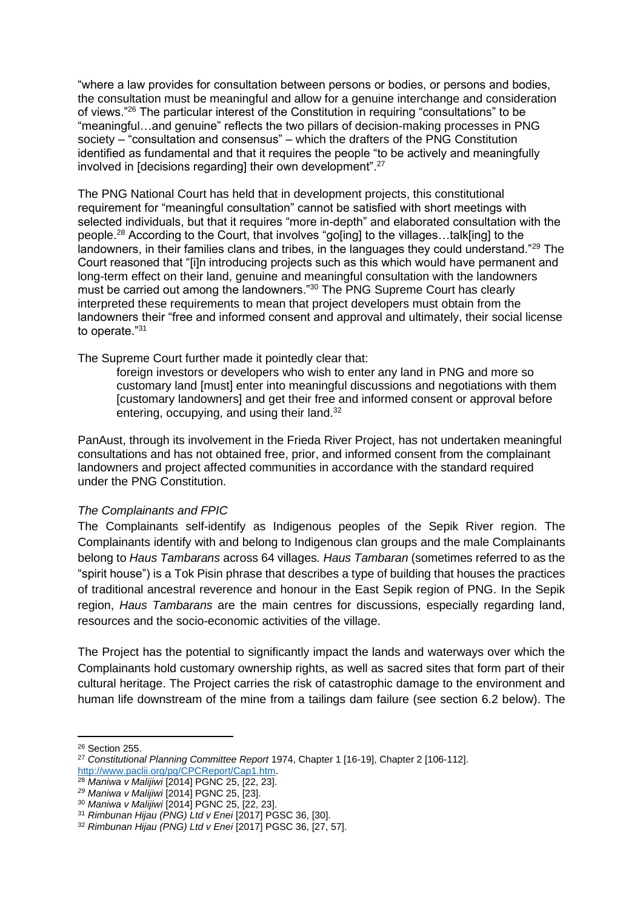"where a law provides for consultation between persons or bodies, or persons and bodies, the consultation must be meaningful and allow for a genuine interchange and consideration of views."[26] The particular interest of the Constitution in requiring "consultations" to be "meaningful…and genuine" reflects the two pillars of decision-making processes in PNG society – "consultation and consensus" – which the drafters of the PNG Constitution identified as fundamental and that it requires the people "to be actively and meaningfully involved in [decisions regarding] their own development".[27]

The PNG National Court has held that in development projects, this constitutional requirement for "meaningful consultation" cannot be satisfied with short meetings with selected individuals, but that it requires "more in-depth" and elaborated consultation with the people.[28] According to the Court, that involves "go[ing] to the villages…talk[ing] to the landowners, in their families clans and tribes, in the languages they could understand."[29] The Court reasoned that "[i]n introducing projects such as this which would have permanent and long-term effect on their land, genuine and meaningful consultation with the landowners must be carried out among the landowners."[30] The PNG Supreme Court has clearly interpreted these requirements to mean that project developers must obtain from the landowners their "free and informed consent and approval and ultimately, their social license to operate."[31]

The Supreme Court further made it pointedly clear that:

> foreign investors or developers who wish to enter any land in PNG and more so customary land [must] enter into meaningful discussions and negotiations with them [customary landowners] and get their free and informed consent or approval before entering, occupying, and using their land.[32]

PanAust, through its involvement in the Frieda River Project, has not undertaken meaningful consultations and has not obtained free, prior, and informed consent from the complainant landowners and project affected communities in accordance with the standard required under the PNG Constitution.

*The Complainants and FPIC*

The Complainants self-identify as Indigenous peoples of the Sepik River region. The Complainants identify with and belong to Indigenous clan groups and the male Complainants belong to *Haus Tambarans* across 64 villages. *Haus Tambaran* (sometimes referred to as the "spirit house") is a Tok Pisin phrase that describes a type of building that houses the practices of traditional ancestral reverence and honour in the East Sepik region of PNG. In the Sepik region, *Haus Tambarans* are the main centres for discussions, especially regarding land, resources and the socio-economic activities of the village.

The Project has the potential to significantly impact the lands and waterways over which the Complainants hold customary ownership rights, as well as sacred sites that form part of their cultural heritage. The Project carries the risk of catastrophic damage to the environment and human life downstream of the mine from a tailings dam failure (see section 6.2 below). The

---

[26] Section 255.

[27] *Constitutional Planning Committee Report* 1974, Chapter 1 [16-19], Chapter 2 [106-112]. http://www.paclii.org/pg/CPCReport/Cap1.htm.

[28] *Maniwa v Malijiwi* [2014] PGNC 25, [22, 23].

[29] *Maniwa v Malijiwi* [2014] PGNC 25, [23].

[30] *Maniwa v Malijiwi* [2014] PGNC 25, [22, 23].

[31] *Rimbunan Hijau (PNG) Ltd v Enei* [2017] PGSC 36, [30].

[32] *Rimbunan Hijau (PNG) Ltd v Enei* [2017] PGSC 36, [27, 57].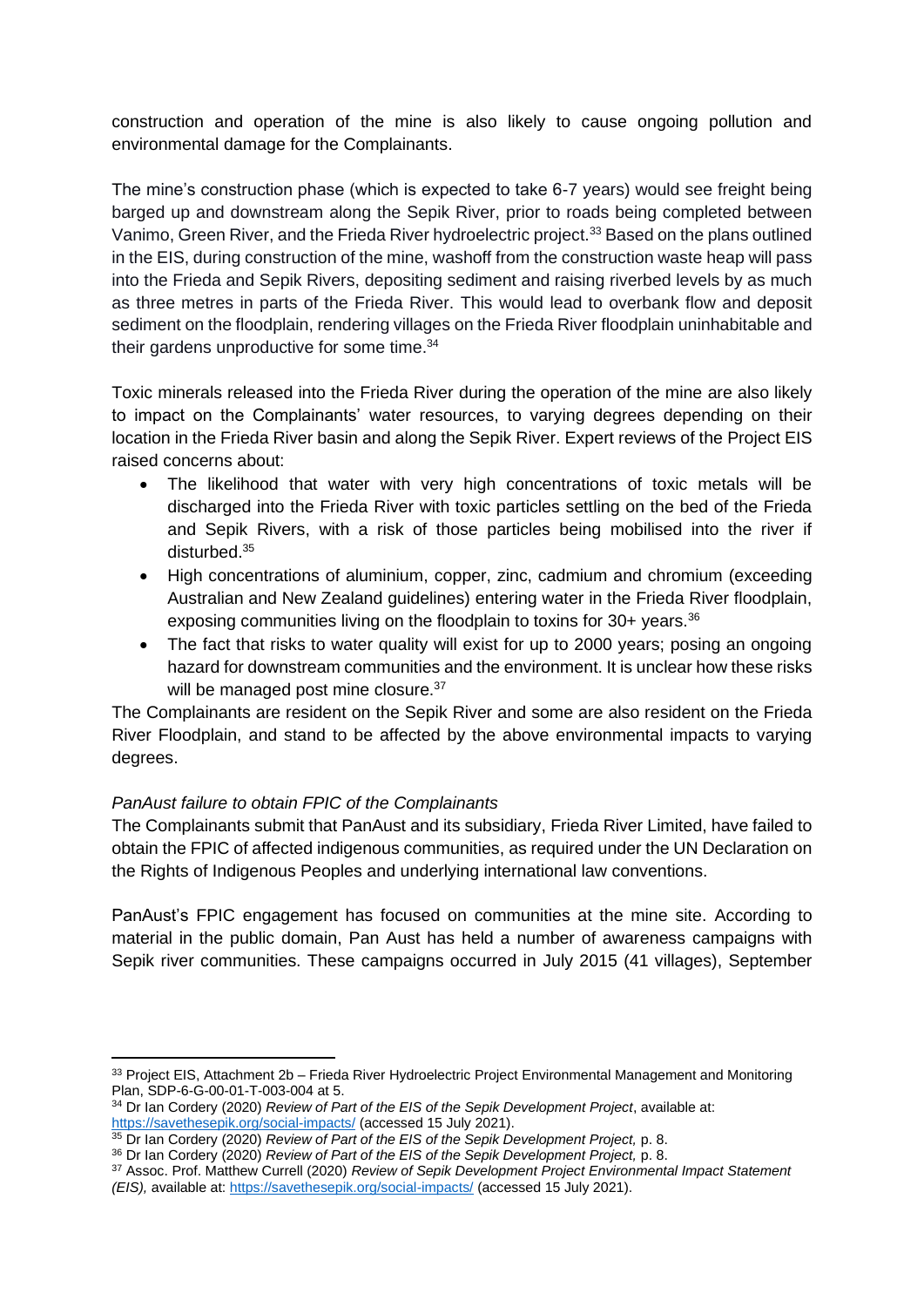construction and operation of the mine is also likely to cause ongoing pollution and environmental damage for the Complainants.

The mine's construction phase (which is expected to take 6-7 years) would see freight being barged up and downstream along the Sepik River, prior to roads being completed between Vanimo, Green River, and the Frieda River hydroelectric project.[33] Based on the plans outlined in the EIS, during construction of the mine, washoff from the construction waste heap will pass into the Frieda and Sepik Rivers, depositing sediment and raising riverbed levels by as much as three metres in parts of the Frieda River. This would lead to overbank flow and deposit sediment on the floodplain, rendering villages on the Frieda River floodplain uninhabitable and their gardens unproductive for some time.[34]

Toxic minerals released into the Frieda River during the operation of the mine are also likely to impact on the Complainants' water resources, to varying degrees depending on their location in the Frieda River basin and along the Sepik River. Expert reviews of the Project EIS raised concerns about:

- The likelihood that water with very high concentrations of toxic metals will be discharged into the Frieda River with toxic particles settling on the bed of the Frieda and Sepik Rivers, with a risk of those particles being mobilised into the river if disturbed.[35]
- High concentrations of aluminium, copper, zinc, cadmium and chromium (exceeding Australian and New Zealand guidelines) entering water in the Frieda River floodplain, exposing communities living on the floodplain to toxins for 30+ years.[36]
- The fact that risks to water quality will exist for up to 2000 years; posing an ongoing hazard for downstream communities and the environment. It is unclear how these risks will be managed post mine closure.[37]

The Complainants are resident on the Sepik River and some are also resident on the Frieda River Floodplain, and stand to be affected by the above environmental impacts to varying degrees.

*PanAust failure to obtain FPIC of the Complainants*

The Complainants submit that PanAust and its subsidiary, Frieda River Limited, have failed to obtain the FPIC of affected indigenous communities, as required under the UN Declaration on the Rights of Indigenous Peoples and underlying international law conventions.

PanAust's FPIC engagement has focused on communities at the mine site. According to material in the public domain, Pan Aust has held a number of awareness campaigns with Sepik river communities. These campaigns occurred in July 2015 (41 villages), September

---

[33] Project EIS, Attachment 2b – Frieda River Hydroelectric Project Environmental Management and Monitoring Plan, SDP-6-G-00-01-T-003-004 at 5.

[34] Dr Ian Cordery (2020) *Review of Part of the EIS of the Sepik Development Project*, available at: https://savethesepik.org/social-impacts/ (accessed 15 July 2021).

[35] Dr Ian Cordery (2020) *Review of Part of the EIS of the Sepik Development Project,* p. 8.

[36] Dr Ian Cordery (2020) *Review of Part of the EIS of the Sepik Development Project,* p. 8.

[37] Assoc. Prof. Matthew Currell (2020) *Review of Sepik Development Project Environmental Impact Statement (EIS),* available at: https://savethesepik.org/social-impacts/ (accessed 15 July 2021).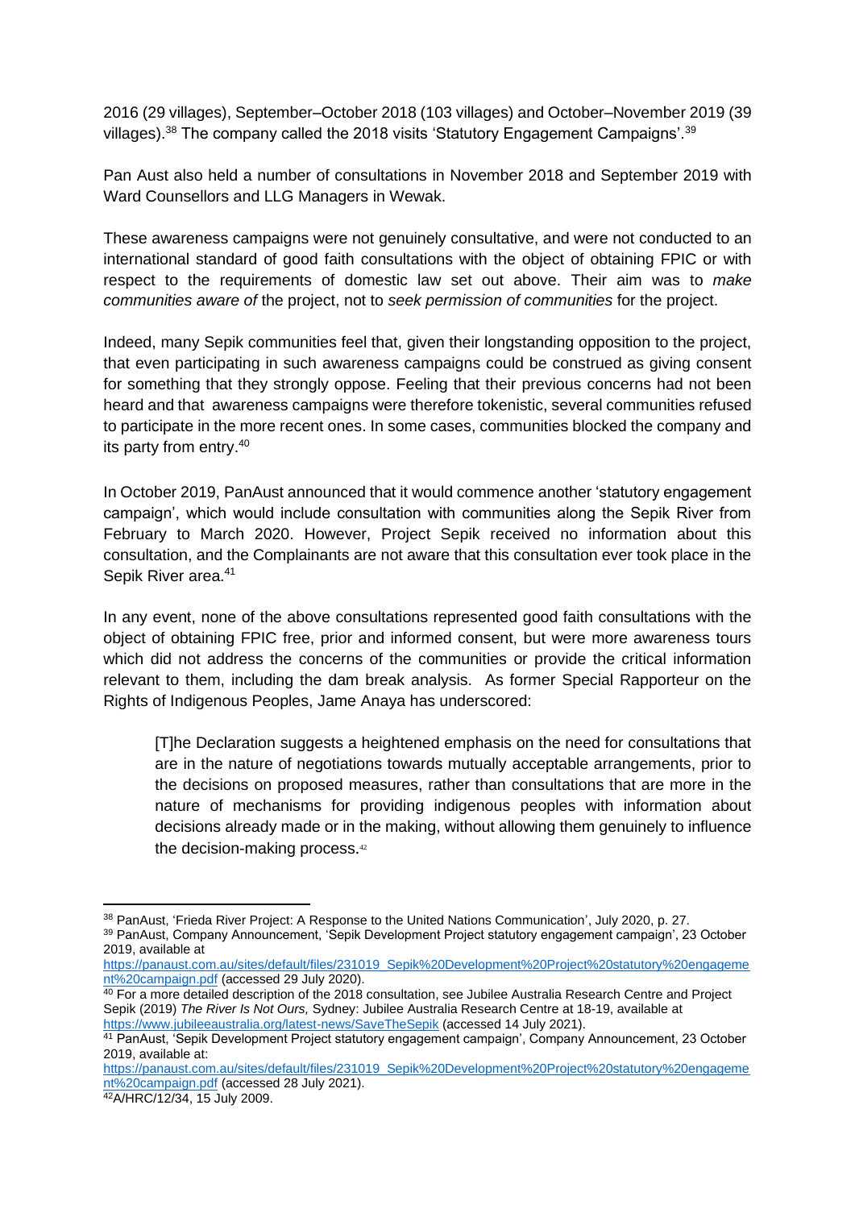2016 (29 villages), September–October 2018 (103 villages) and October–November 2019 (39 villages).[38] The company called the 2018 visits 'Statutory Engagement Campaigns'.[39]

Pan Aust also held a number of consultations in November 2018 and September 2019 with Ward Counsellors and LLG Managers in Wewak.

These awareness campaigns were not genuinely consultative, and were not conducted to an international standard of good faith consultations with the object of obtaining FPIC or with respect to the requirements of domestic law set out above. Their aim was to *make communities aware of* the project, not to *seek permission of communities* for the project.

Indeed, many Sepik communities feel that, given their longstanding opposition to the project, that even participating in such awareness campaigns could be construed as giving consent for something that they strongly oppose. Feeling that their previous concerns had not been heard and that awareness campaigns were therefore tokenistic, several communities refused to participate in the more recent ones. In some cases, communities blocked the company and its party from entry.[40]

In October 2019, PanAust announced that it would commence another 'statutory engagement campaign', which would include consultation with communities along the Sepik River from February to March 2020. However, Project Sepik received no information about this consultation, and the Complainants are not aware that this consultation ever took place in the Sepik River area.[41]

In any event, none of the above consultations represented good faith consultations with the object of obtaining FPIC free, prior and informed consent, but were more awareness tours which did not address the concerns of the communities or provide the critical information relevant to them, including the dam break analysis. As former Special Rapporteur on the Rights of Indigenous Peoples, Jame Anaya has underscored:

> [T]he Declaration suggests a heightened emphasis on the need for consultations that are in the nature of negotiations towards mutually acceptable arrangements, prior to the decisions on proposed measures, rather than consultations that are more in the nature of mechanisms for providing indigenous peoples with information about decisions already made or in the making, without allowing them genuinely to influence the decision-making process.[42]

---

[38] PanAust, 'Frieda River Project: A Response to the United Nations Communication', July 2020, p. 27.

[39] PanAust, Company Announcement, 'Sepik Development Project statutory engagement campaign', 23 October 2019, available at https://panaust.com.au/sites/default/files/231019_Sepik%20Development%20Project%20statutory%20engagement%20campaign.pdf (accessed 29 July 2020).

[40] For a more detailed description of the 2018 consultation, see Jubilee Australia Research Centre and Project Sepik (2019) *The River Is Not Ours,* Sydney: Jubilee Australia Research Centre at 18-19, available at https://www.jubileeaustralia.org/latest-news/SaveTheSepik (accessed 14 July 2021).

[41] PanAust, 'Sepik Development Project statutory engagement campaign', Company Announcement, 23 October 2019, available at: https://panaust.com.au/sites/default/files/231019_Sepik%20Development%20Project%20statutory%20engagement%20campaign.pdf (accessed 28 July 2021).

[42] A/HRC/12/34, 15 July 2009.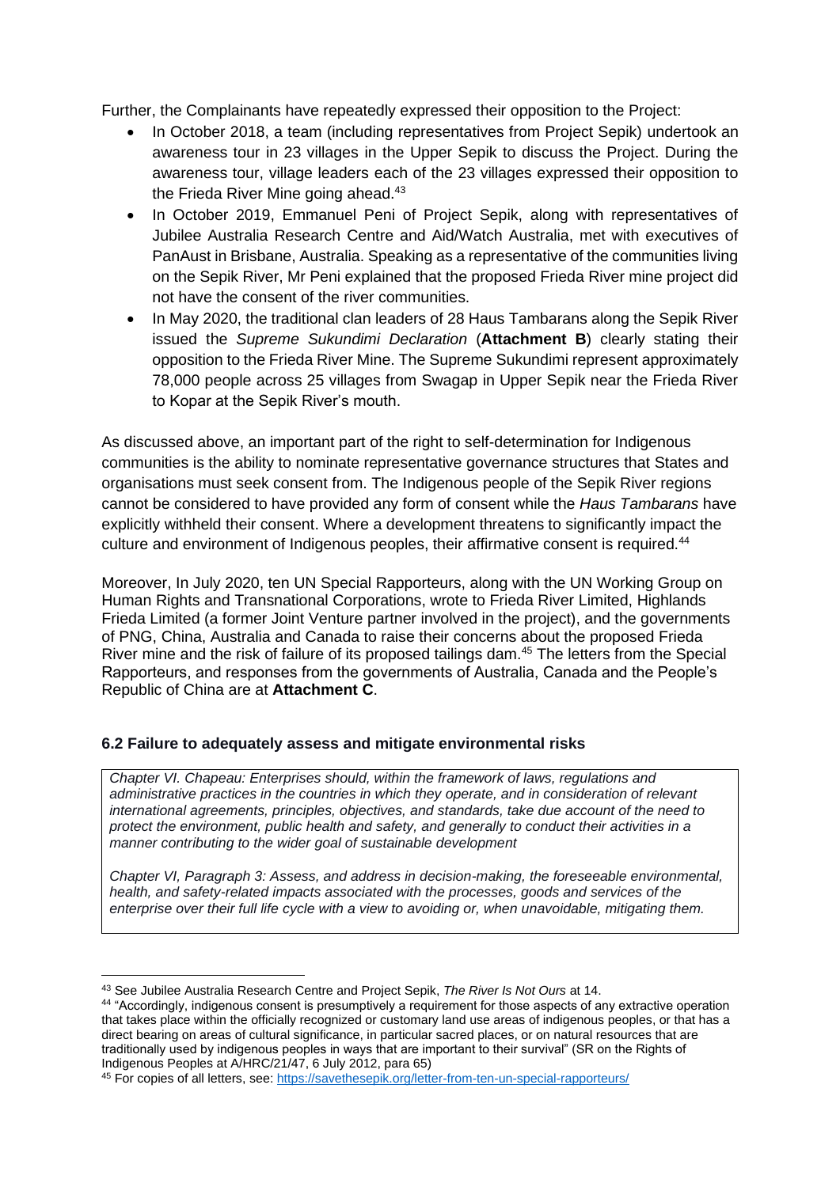Further, the Complainants have repeatedly expressed their opposition to the Project:

- In October 2018, a team (including representatives from Project Sepik) undertook an awareness tour in 23 villages in the Upper Sepik to discuss the Project. During the awareness tour, village leaders each of the 23 villages expressed their opposition to the Frieda River Mine going ahead.[43]
- In October 2019, Emmanuel Peni of Project Sepik, along with representatives of Jubilee Australia Research Centre and Aid/Watch Australia, met with executives of PanAust in Brisbane, Australia. Speaking as a representative of the communities living on the Sepik River, Mr Peni explained that the proposed Frieda River mine project did not have the consent of the river communities.
- In May 2020, the traditional clan leaders of 28 Haus Tambarans along the Sepik River issued the *Supreme Sukundimi Declaration* (**Attachment B**) clearly stating their opposition to the Frieda River Mine. The Supreme Sukundimi represent approximately 78,000 people across 25 villages from Swagap in Upper Sepik near the Frieda River to Kopar at the Sepik River's mouth.

As discussed above, an important part of the right to self-determination for Indigenous communities is the ability to nominate representative governance structures that States and organisations must seek consent from. The Indigenous people of the Sepik River regions cannot be considered to have provided any form of consent while the *Haus Tambarans* have explicitly withheld their consent. Where a development threatens to significantly impact the culture and environment of Indigenous peoples, their affirmative consent is required.[44]

Moreover, In July 2020, ten UN Special Rapporteurs, along with the UN Working Group on Human Rights and Transnational Corporations, wrote to Frieda River Limited, Highlands Frieda Limited (a former Joint Venture partner involved in the project), and the governments of PNG, China, Australia and Canada to raise their concerns about the proposed Frieda River mine and the risk of failure of its proposed tailings dam.[45] The letters from the Special Rapporteurs, and responses from the governments of Australia, Canada and the People's Republic of China are at **Attachment C**.

### 6.2 Failure to adequately assess and mitigate environmental risks

> *Chapter VI. Chapeau: Enterprises should, within the framework of laws, regulations and administrative practices in the countries in which they operate, and in consideration of relevant international agreements, principles, objectives, and standards, take due account of the need to protect the environment, public health and safety, and generally to conduct their activities in a manner contributing to the wider goal of sustainable development*
>
> *Chapter VI, Paragraph 3: Assess, and address in decision-making, the foreseeable environmental, health, and safety-related impacts associated with the processes, goods and services of the enterprise over their full life cycle with a view to avoiding or, when unavoidable, mitigating them.*

---

[43] See Jubilee Australia Research Centre and Project Sepik, *The River Is Not Ours* at 14.

[44] "Accordingly, indigenous consent is presumptively a requirement for those aspects of any extractive operation that takes place within the officially recognized or customary land use areas of indigenous peoples, or that has a direct bearing on areas of cultural significance, in particular sacred places, or on natural resources that are traditionally used by indigenous peoples in ways that are important to their survival" (SR on the Rights of Indigenous Peoples at A/HRC/21/47, 6 July 2012, para 65)

[45] For copies of all letters, see: https://savethesepik.org/letter-from-ten-un-special-rapporteurs/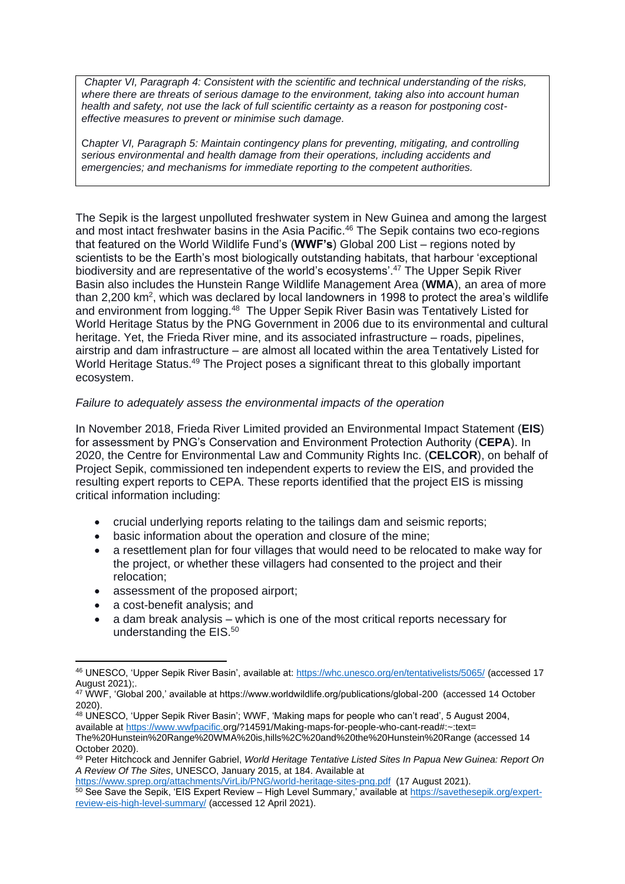> *Chapter VI, Paragraph 4: Consistent with the scientific and technical understanding of the risks, where there are threats of serious damage to the environment, taking also into account human health and safety, not use the lack of full scientific certainty as a reason for postponing cost-effective measures to prevent or minimise such damage.*
>
> *Chapter VI, Paragraph 5: Maintain contingency plans for preventing, mitigating, and controlling serious environmental and health damage from their operations, including accidents and emergencies; and mechanisms for immediate reporting to the competent authorities.*

The Sepik is the largest unpolluted freshwater system in New Guinea and among the largest and most intact freshwater basins in the Asia Pacific.[46] The Sepik contains two eco-regions that featured on the World Wildlife Fund's (**WWF's**) Global 200 List – regions noted by scientists to be the Earth's most biologically outstanding habitats, that harbour 'exceptional biodiversity and are representative of the world's ecosystems'.[47] The Upper Sepik River Basin also includes the Hunstein Range Wildlife Management Area (**WMA**), an area of more than 2,200 km$^2$, which was declared by local landowners in 1998 to protect the area's wildlife and environment from logging.[48] The Upper Sepik River Basin was Tentatively Listed for World Heritage Status by the PNG Government in 2006 due to its environmental and cultural heritage. Yet, the Frieda River mine, and its associated infrastructure – roads, pipelines, airstrip and dam infrastructure – are almost all located within the area Tentatively Listed for World Heritage Status.[49] The Project poses a significant threat to this globally important ecosystem.

*Failure to adequately assess the environmental impacts of the operation*

In November 2018, Frieda River Limited provided an Environmental Impact Statement (**EIS**) for assessment by PNG's Conservation and Environment Protection Authority (**CEPA**). In 2020, the Centre for Environmental Law and Community Rights Inc. (**CELCOR**), on behalf of Project Sepik, commissioned ten independent experts to review the EIS, and provided the resulting expert reports to CEPA. These reports identified that the project EIS is missing critical information including:

- crucial underlying reports relating to the tailings dam and seismic reports;
- basic information about the operation and closure of the mine;
- a resettlement plan for four villages that would need to be relocated to make way for the project, or whether these villagers had consented to the project and their relocation;
- assessment of the proposed airport;
- a cost-benefit analysis; and
- a dam break analysis – which is one of the most critical reports necessary for understanding the EIS.[50]

---

[46] UNESCO, 'Upper Sepik River Basin', available at: https://whc.unesco.org/en/tentativelists/5065/ (accessed 17 August 2021);.

[47] WWF, 'Global 200,' available at https://www.worldwildlife.org/publications/global-200 (accessed 14 October 2020).

[48] UNESCO, 'Upper Sepik River Basin'; WWF, 'Making maps for people who can't read', 5 August 2004, available at https://www.wwfpacific.org/?14591/Making-maps-for-people-who-cant-read#:~:text=The%20Hunstein%20Range%20WMA%20is,hills%2C%20and%20the%20Hunstein%20Range (accessed 14 October 2020).

[49] Peter Hitchcock and Jennifer Gabriel, *World Heritage Tentative Listed Sites In Papua New Guinea: Report On A Review Of The Sites*, UNESCO, January 2015, at 184. Available at https://www.sprep.org/attachments/VirLib/PNG/world-heritage-sites-png.pdf (17 August 2021).

[50] See Save the Sepik, 'EIS Expert Review – High Level Summary,' available at https://savethesepik.org/expert-review-eis-high-level-summary/ (accessed 12 April 2021).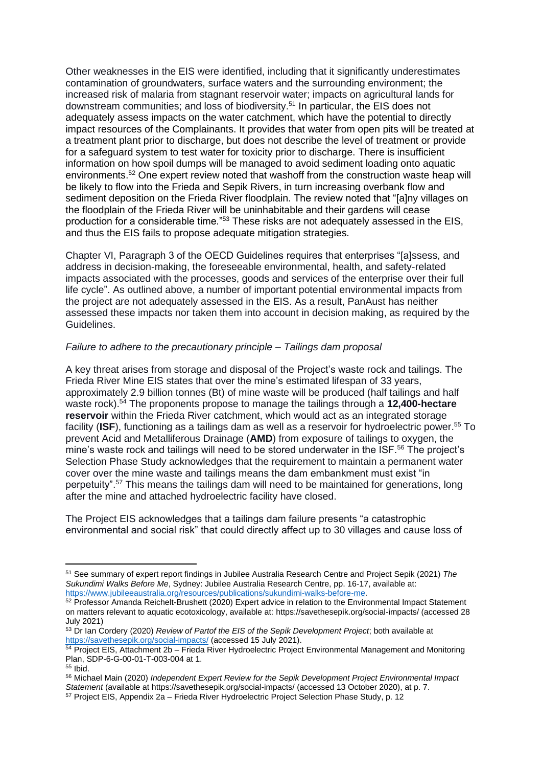Other weaknesses in the EIS were identified, including that it significantly underestimates contamination of groundwaters, surface waters and the surrounding environment; the increased risk of malaria from stagnant reservoir water; impacts on agricultural lands for downstream communities; and loss of biodiversity.[51] In particular, the EIS does not adequately assess impacts on the water catchment, which have the potential to directly impact resources of the Complainants. It provides that water from open pits will be treated at a treatment plant prior to discharge, but does not describe the level of treatment or provide for a safeguard system to test water for toxicity prior to discharge. There is insufficient information on how spoil dumps will be managed to avoid sediment loading onto aquatic environments.[52] One expert review noted that washoff from the construction waste heap will be likely to flow into the Frieda and Sepik Rivers, in turn increasing overbank flow and sediment deposition on the Frieda River floodplain. The review noted that "[a]ny villages on the floodplain of the Frieda River will be uninhabitable and their gardens will cease production for a considerable time."[53] These risks are not adequately assessed in the EIS, and thus the EIS fails to propose adequate mitigation strategies.

Chapter VI, Paragraph 3 of the OECD Guidelines requires that enterprises "[a]ssess, and address in decision-making, the foreseeable environmental, health, and safety-related impacts associated with the processes, goods and services of the enterprise over their full life cycle". As outlined above, a number of important potential environmental impacts from the project are not adequately assessed in the EIS. As a result, PanAust has neither assessed these impacts nor taken them into account in decision making, as required by the Guidelines.

*Failure to adhere to the precautionary principle – Tailings dam proposal*

A key threat arises from storage and disposal of the Project's waste rock and tailings. The Frieda River Mine EIS states that over the mine's estimated lifespan of 33 years, approximately 2.9 billion tonnes (Bt) of mine waste will be produced (half tailings and half waste rock).[54] The proponents propose to manage the tailings through a **12,400-hectare reservoir** within the Frieda River catchment, which would act as an integrated storage facility (**ISF**), functioning as a tailings dam as well as a reservoir for hydroelectric power.[55] To prevent Acid and Metalliferous Drainage (**AMD**) from exposure of tailings to oxygen, the mine's waste rock and tailings will need to be stored underwater in the ISF.[56] The project's Selection Phase Study acknowledges that the requirement to maintain a permanent water cover over the mine waste and tailings means the dam embankment must exist "in perpetuity".[57] This means the tailings dam will need to be maintained for generations, long after the mine and attached hydroelectric facility have closed.

The Project EIS acknowledges that a tailings dam failure presents "a catastrophic environmental and social risk" that could directly affect up to 30 villages and cause loss of

---

[51] See summary of expert report findings in Jubilee Australia Research Centre and Project Sepik (2021) *The Sukundimi Walks Before Me*, Sydney: Jubilee Australia Research Centre, pp. 16-17, available at: https://www.jubileeaustralia.org/resources/publications/sukundimi-walks-before-me.

[52] Professor Amanda Reichelt-Brushett (2020) Expert advice in relation to the Environmental Impact Statement on matters relevant to aquatic ecotoxicology, available at: https://savethesepik.org/social-impacts/ (accessed 28 July 2021)

[53] Dr Ian Cordery (2020) *Review of Partof the EIS of the Sepik Development Project*; both available at https://savethesepik.org/social-impacts/ (accessed 15 July 2021).

[54] Project EIS, Attachment 2b – Frieda River Hydroelectric Project Environmental Management and Monitoring Plan, SDP-6-G-00-01-T-003-004 at 1.

[55] Ibid.

[56] Michael Main (2020) *Independent Expert Review for the Sepik Development Project Environmental Impact Statement* (available at https://savethesepik.org/social-impacts/ (accessed 13 October 2020), at p. 7.

[57] Project EIS, Appendix 2a – Frieda River Hydroelectric Project Selection Phase Study, p. 12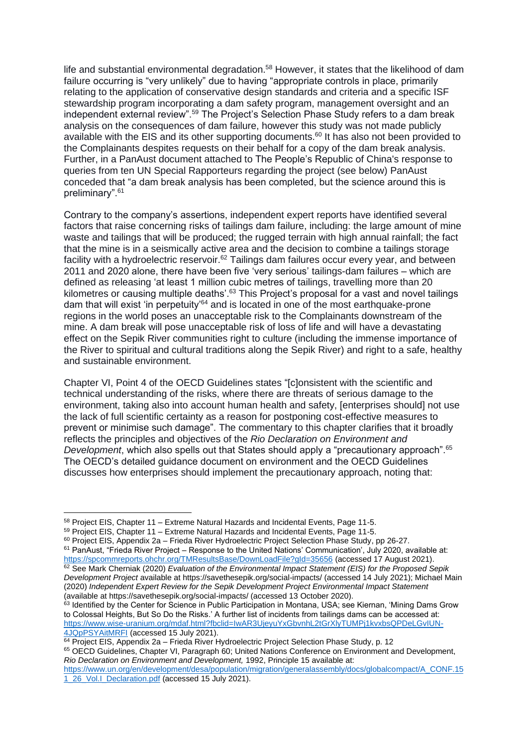life and substantial environmental degradation.[58] However, it states that the likelihood of dam failure occurring is "very unlikely" due to having "appropriate controls in place, primarily relating to the application of conservative design standards and criteria and a specific ISF stewardship program incorporating a dam safety program, management oversight and an independent external review".[59] The Project's Selection Phase Study refers to a dam break analysis on the consequences of dam failure, however this study was not made publicly available with the EIS and its other supporting documents.[60] It has also not been provided to the Complainants despites requests on their behalf for a copy of the dam break analysis. Further, in a PanAust document attached to The People's Republic of China's response to queries from ten UN Special Rapporteurs regarding the project (see below) PanAust conceded that "a dam break analysis has been completed, but the science around this is preliminary".[61]

Contrary to the company's assertions, independent expert reports have identified several factors that raise concerning risks of tailings dam failure, including: the large amount of mine waste and tailings that will be produced; the rugged terrain with high annual rainfall; the fact that the mine is in a seismically active area and the decision to combine a tailings storage facility with a hydroelectric reservoir.[62] Tailings dam failures occur every year, and between 2011 and 2020 alone, there have been five 'very serious' tailings-dam failures – which are defined as releasing 'at least 1 million cubic metres of tailings, travelling more than 20 kilometres or causing multiple deaths'.[63] This Project's proposal for a vast and novel tailings dam that will exist 'in perpetuity'[64] and is located in one of the most earthquake-prone regions in the world poses an unacceptable risk to the Complainants downstream of the mine. A dam break will pose unacceptable risk of loss of life and will have a devastating effect on the Sepik River communities right to culture (including the immense importance of the River to spiritual and cultural traditions along the Sepik River) and right to a safe, healthy and sustainable environment.

Chapter VI, Point 4 of the OECD Guidelines states "[c]onsistent with the scientific and technical understanding of the risks, where there are threats of serious damage to the environment, taking also into account human health and safety, [enterprises should] not use the lack of full scientific certainty as a reason for postponing cost-effective measures to prevent or minimise such damage". The commentary to this chapter clarifies that it broadly reflects the principles and objectives of the *Rio Declaration on Environment and Development*, which also spells out that States should apply a "precautionary approach".[65] The OECD's detailed guidance document on environment and the OECD Guidelines discusses how enterprises should implement the precautionary approach, noting that:

---

[58] Project EIS, Chapter 11 – Extreme Natural Hazards and Incidental Events, Page 11-5.

[59] Project EIS, Chapter 11 – Extreme Natural Hazards and Incidental Events, Page 11-5.

[60] Project EIS, Appendix 2a – Frieda River Hydroelectric Project Selection Phase Study, pp 26-27.

[61] PanAust, "Frieda River Project – Response to the United Nations' Communication', July 2020, available at: https://spcommreports.ohchr.org/TMResultsBase/DownLoadFile?gId=35656 (accessed 17 August 2021).

[62] See Mark Cherniak (2020) *Evaluation of the Environmental Impact Statement (EIS) for the Proposed Sepik Development Project* available at https://savethesepik.org/social-impacts/ (accessed 14 July 2021); Michael Main (2020) *Independent Expert Review for the Sepik Development Project Environmental Impact Statement* (available at https://savethesepik.org/social-impacts/ (accessed 13 October 2020).

[63] Identified by the Center for Science in Public Participation in Montana, USA; see Kiernan, 'Mining Dams Grow to Colossal Heights, But So Do the Risks.' A further list of incidents from tailings dams can be accessed at: https://www.wise-uranium.org/mdaf.html?fbclid=IwAR3UjeyuYxGbvnhL2tGrXlyTUMPj1kvxbsQPDeLGvIUN-4JQpPSYAitMRFI (accessed 15 July 2021).

[64] Project EIS, Appendix 2a – Frieda River Hydroelectric Project Selection Phase Study, p. 12

[65] OECD Guidelines, Chapter VI, Paragraph 60; United Nations Conference on Environment and Development, *Rio Declaration on Environment and Development,* 1992, Principle 15 available at: https://www.un.org/en/development/desa/population/migration/generalassembly/docs/globalcompact/A_CONF.151_26_Vol.I_Declaration.pdf (accessed 15 July 2021).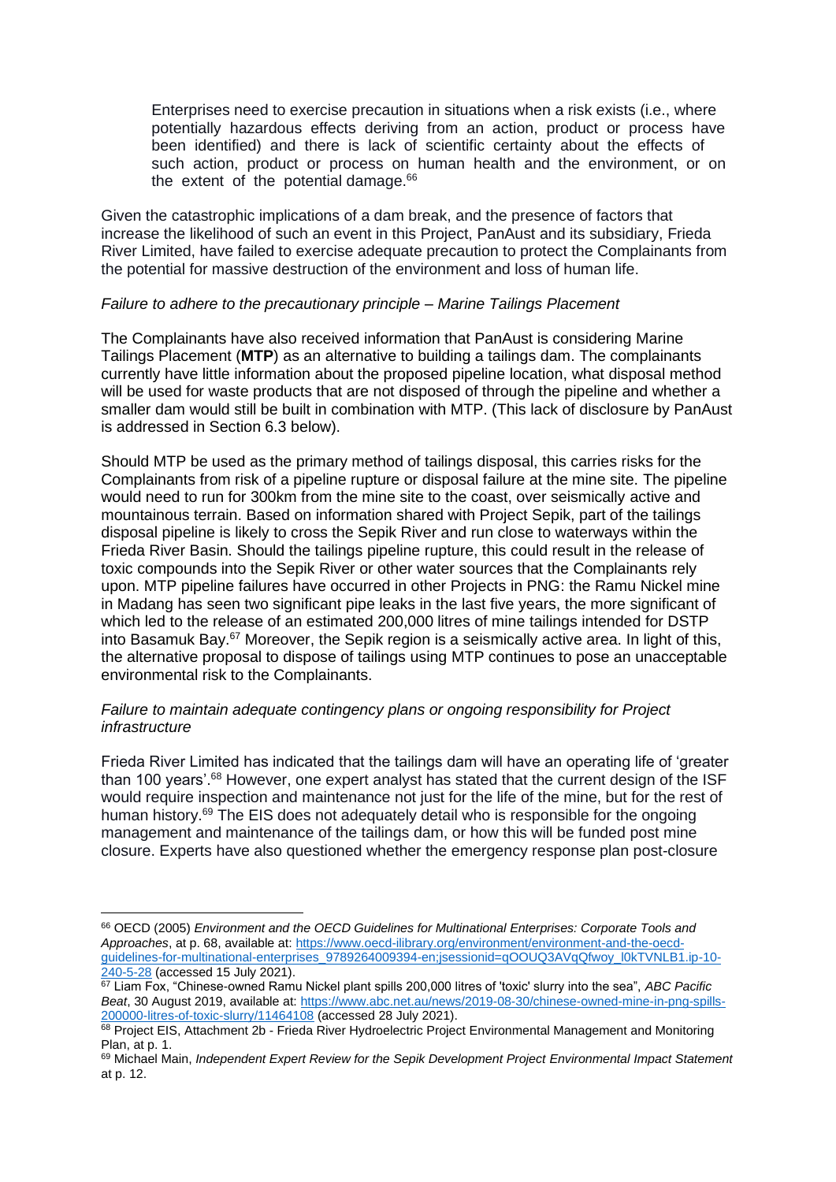> Enterprises need to exercise precaution in situations when a risk exists (i.e., where potentially hazardous effects deriving from an action, product or process have been identified) and there is lack of scientific certainty about the effects of such action, product or process on human health and the environment, or on the extent of the potential damage.[66]

Given the catastrophic implications of a dam break, and the presence of factors that increase the likelihood of such an event in this Project, PanAust and its subsidiary, Frieda River Limited, have failed to exercise adequate precaution to protect the Complainants from the potential for massive destruction of the environment and loss of human life.

*Failure to adhere to the precautionary principle – Marine Tailings Placement*

The Complainants have also received information that PanAust is considering Marine Tailings Placement (**MTP**) as an alternative to building a tailings dam. The complainants currently have little information about the proposed pipeline location, what disposal method will be used for waste products that are not disposed of through the pipeline and whether a smaller dam would still be built in combination with MTP. (This lack of disclosure by PanAust is addressed in Section 6.3 below).

Should MTP be used as the primary method of tailings disposal, this carries risks for the Complainants from risk of a pipeline rupture or disposal failure at the mine site. The pipeline would need to run for 300km from the mine site to the coast, over seismically active and mountainous terrain. Based on information shared with Project Sepik, part of the tailings disposal pipeline is likely to cross the Sepik River and run close to waterways within the Frieda River Basin. Should the tailings pipeline rupture, this could result in the release of toxic compounds into the Sepik River or other water sources that the Complainants rely upon. MTP pipeline failures have occurred in other Projects in PNG: the Ramu Nickel mine in Madang has seen two significant pipe leaks in the last five years, the more significant of which led to the release of an estimated 200,000 litres of mine tailings intended for DSTP into Basamuk Bay.[67] Moreover, the Sepik region is a seismically active area. In light of this, the alternative proposal to dispose of tailings using MTP continues to pose an unacceptable environmental risk to the Complainants.

*Failure to maintain adequate contingency plans or ongoing responsibility for Project infrastructure*

Frieda River Limited has indicated that the tailings dam will have an operating life of 'greater than 100 years'.[68] However, one expert analyst has stated that the current design of the ISF would require inspection and maintenance not just for the life of the mine, but for the rest of human history.[69] The EIS does not adequately detail who is responsible for the ongoing management and maintenance of the tailings dam, or how this will be funded post mine closure. Experts have also questioned whether the emergency response plan post-closure

---

[66] OECD (2005) *Environment and the OECD Guidelines for Multinational Enterprises: Corporate Tools and Approaches*, at p. 68, available at: https://www.oecd-ilibrary.org/environment/environment-and-the-oecd-guidelines-for-multinational-enterprises_9789264009394-en;jsessionid=qOOUQ3AVqQfwoy_l0kTVNLB1.ip-10-240-5-28 (accessed 15 July 2021).

[67] Liam Fox, "Chinese-owned Ramu Nickel plant spills 200,000 litres of 'toxic' slurry into the sea", *ABC Pacific Beat*, 30 August 2019, available at: https://www.abc.net.au/news/2019-08-30/chinese-owned-mine-in-png-spills-200000-litres-of-toxic-slurry/11464108 (accessed 28 July 2021).

[68] Project EIS, Attachment 2b - Frieda River Hydroelectric Project Environmental Management and Monitoring Plan, at p. 1.

[69] Michael Main, *Independent Expert Review for the Sepik Development Project Environmental Impact Statement* at p. 12.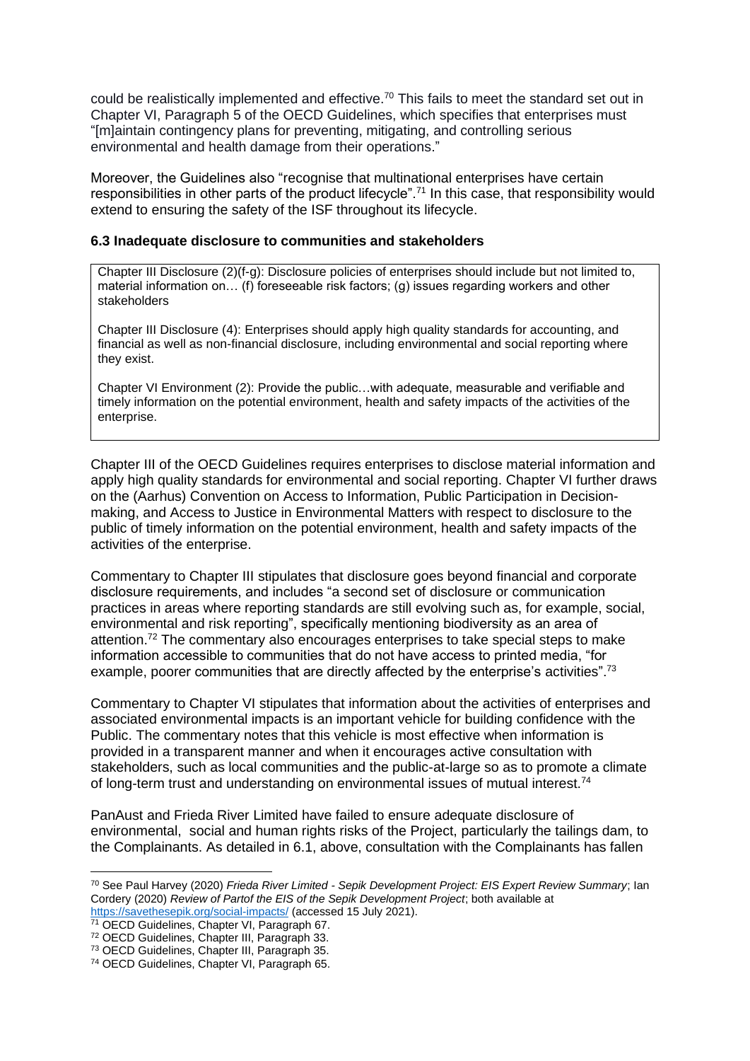could be realistically implemented and effective.[70] This fails to meet the standard set out in Chapter VI, Paragraph 5 of the OECD Guidelines, which specifies that enterprises must "[m]aintain contingency plans for preventing, mitigating, and controlling serious environmental and health damage from their operations."

Moreover, the Guidelines also "recognise that multinational enterprises have certain responsibilities in other parts of the product lifecycle".[71] In this case, that responsibility would extend to ensuring the safety of the ISF throughout its lifecycle.

### 6.3 Inadequate disclosure to communities and stakeholders

> Chapter III Disclosure (2)(f-g): Disclosure policies of enterprises should include but not limited to, material information on… (f) foreseeable risk factors; (g) issues regarding workers and other stakeholders
>
> Chapter III Disclosure (4): Enterprises should apply high quality standards for accounting, and financial as well as non-financial disclosure, including environmental and social reporting where they exist.
>
> Chapter VI Environment (2): Provide the public…with adequate, measurable and verifiable and timely information on the potential environment, health and safety impacts of the activities of the enterprise.

Chapter III of the OECD Guidelines requires enterprises to disclose material information and apply high quality standards for environmental and social reporting. Chapter VI further draws on the (Aarhus) Convention on Access to Information, Public Participation in Decision-making, and Access to Justice in Environmental Matters with respect to disclosure to the public of timely information on the potential environment, health and safety impacts of the activities of the enterprise.

Commentary to Chapter III stipulates that disclosure goes beyond financial and corporate disclosure requirements, and includes "a second set of disclosure or communication practices in areas where reporting standards are still evolving such as, for example, social, environmental and risk reporting", specifically mentioning biodiversity as an area of attention.[72] The commentary also encourages enterprises to take special steps to make information accessible to communities that do not have access to printed media, "for example, poorer communities that are directly affected by the enterprise's activities".[73]

Commentary to Chapter VI stipulates that information about the activities of enterprises and associated environmental impacts is an important vehicle for building confidence with the Public. The commentary notes that this vehicle is most effective when information is provided in a transparent manner and when it encourages active consultation with stakeholders, such as local communities and the public-at-large so as to promote a climate of long-term trust and understanding on environmental issues of mutual interest.[74]

PanAust and Frieda River Limited have failed to ensure adequate disclosure of environmental,  social and human rights risks of the Project, particularly the tailings dam, to the Complainants. As detailed in 6.1, above, consultation with the Complainants has fallen

---

[70] See Paul Harvey (2020) *Frieda River Limited - Sepik Development Project: EIS Expert Review Summary*; Ian Cordery (2020) *Review of Partof the EIS of the Sepik Development Project*; both available at https://savethesepik.org/social-impacts/ (accessed 15 July 2021).

[71] OECD Guidelines, Chapter VI, Paragraph 67.

[72] OECD Guidelines, Chapter III, Paragraph 33.

[73] OECD Guidelines, Chapter III, Paragraph 35.

[74] OECD Guidelines, Chapter VI, Paragraph 65.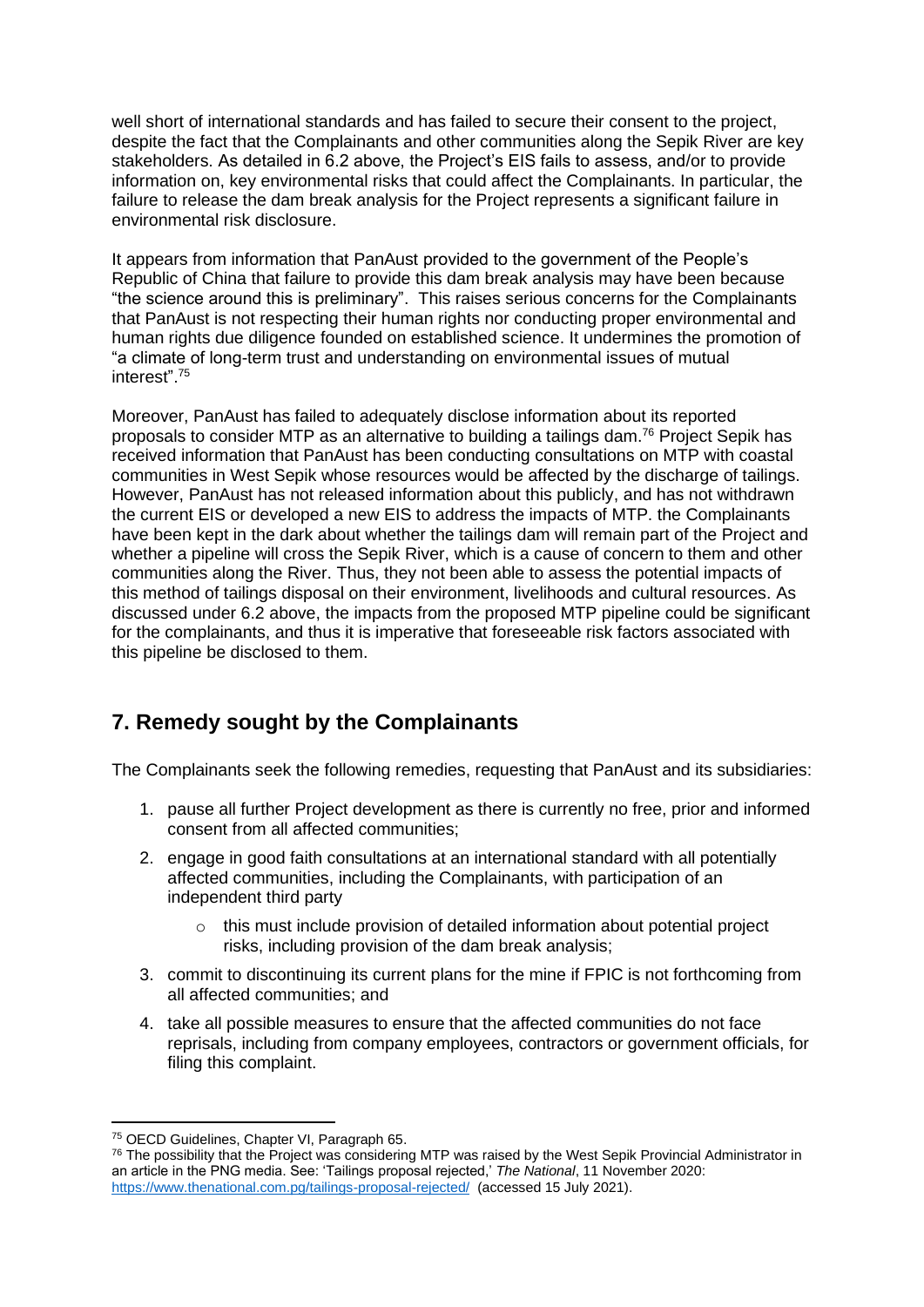well short of international standards and has failed to secure their consent to the project, despite the fact that the Complainants and other communities along the Sepik River are key stakeholders. As detailed in 6.2 above, the Project's EIS fails to assess, and/or to provide information on, key environmental risks that could affect the Complainants. In particular, the failure to release the dam break analysis for the Project represents a significant failure in environmental risk disclosure.

It appears from information that PanAust provided to the government of the People's Republic of China that failure to provide this dam break analysis may have been because "the science around this is preliminary". This raises serious concerns for the Complainants that PanAust is not respecting their human rights nor conducting proper environmental and human rights due diligence founded on established science. It undermines the promotion of "a climate of long-term trust and understanding on environmental issues of mutual interest".[75]

Moreover, PanAust has failed to adequately disclose information about its reported proposals to consider MTP as an alternative to building a tailings dam.[76] Project Sepik has received information that PanAust has been conducting consultations on MTP with coastal communities in West Sepik whose resources would be affected by the discharge of tailings. However, PanAust has not released information about this publicly, and has not withdrawn the current EIS or developed a new EIS to address the impacts of MTP. the Complainants have been kept in the dark about whether the tailings dam will remain part of the Project and whether a pipeline will cross the Sepik River, which is a cause of concern to them and other communities along the River. Thus, they not been able to assess the potential impacts of this method of tailings disposal on their environment, livelihoods and cultural resources. As discussed under 6.2 above, the impacts from the proposed MTP pipeline could be significant for the complainants, and thus it is imperative that foreseeable risk factors associated with this pipeline be disclosed to them.

## 7. Remedy sought by the Complainants

The Complainants seek the following remedies, requesting that PanAust and its subsidiaries:

1. pause all further Project development as there is currently no free, prior and informed consent from all affected communities;
2. engage in good faith consultations at an international standard with all potentially affected communities, including the Complainants, with participation of an independent third party
   - this must include provision of detailed information about potential project risks, including provision of the dam break analysis;
3. commit to discontinuing its current plans for the mine if FPIC is not forthcoming from all affected communities; and
4. take all possible measures to ensure that the affected communities do not face reprisals, including from company employees, contractors or government officials, for filing this complaint.

---

[75] OECD Guidelines, Chapter VI, Paragraph 65.

[76] The possibility that the Project was considering MTP was raised by the West Sepik Provincial Administrator in an article in the PNG media. See: 'Tailings proposal rejected,' *The National*, 11 November 2020: https://www.thenational.com.pg/tailings-proposal-rejected/ (accessed 15 July 2021).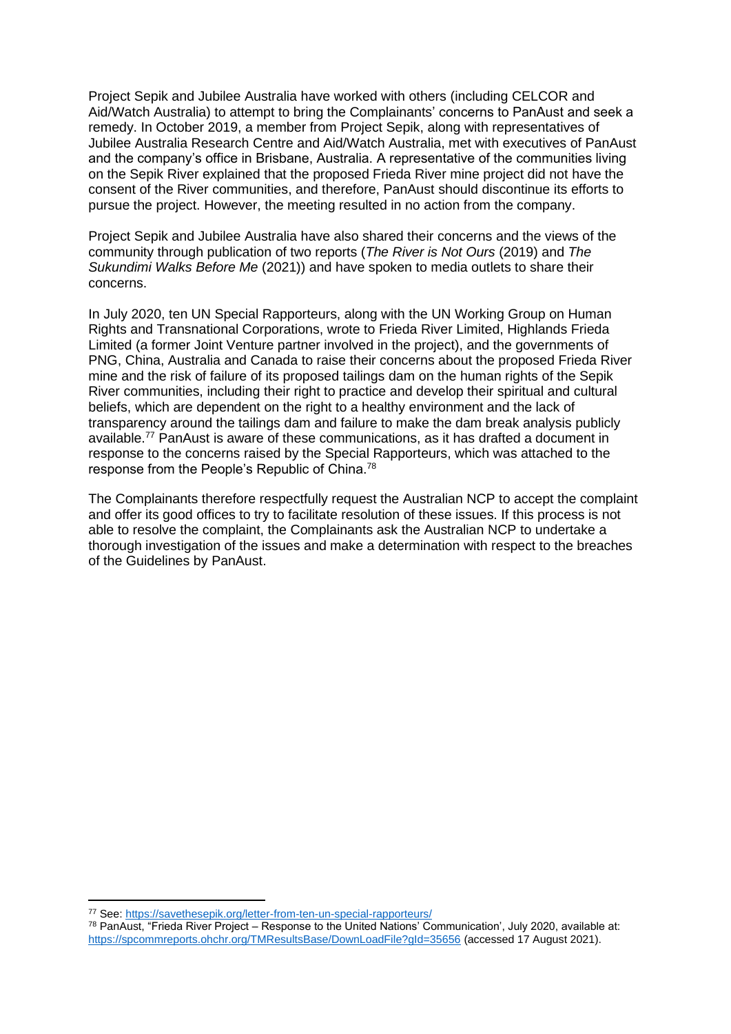Project Sepik and Jubilee Australia have worked with others (including CELCOR and Aid/Watch Australia) to attempt to bring the Complainants' concerns to PanAust and seek a remedy. In October 2019, a member from Project Sepik, along with representatives of Jubilee Australia Research Centre and Aid/Watch Australia, met with executives of PanAust and the company's office in Brisbane, Australia. A representative of the communities living on the Sepik River explained that the proposed Frieda River mine project did not have the consent of the River communities, and therefore, PanAust should discontinue its efforts to pursue the project. However, the meeting resulted in no action from the company.

Project Sepik and Jubilee Australia have also shared their concerns and the views of the community through publication of two reports (*The River is Not Ours* (2019) and *The Sukundimi Walks Before Me* (2021)) and have spoken to media outlets to share their concerns.

In July 2020, ten UN Special Rapporteurs, along with the UN Working Group on Human Rights and Transnational Corporations, wrote to Frieda River Limited, Highlands Frieda Limited (a former Joint Venture partner involved in the project), and the governments of PNG, China, Australia and Canada to raise their concerns about the proposed Frieda River mine and the risk of failure of its proposed tailings dam on the human rights of the Sepik River communities, including their right to practice and develop their spiritual and cultural beliefs, which are dependent on the right to a healthy environment and the lack of transparency around the tailings dam and failure to make the dam break analysis publicly available.[77] PanAust is aware of these communications, as it has drafted a document in response to the concerns raised by the Special Rapporteurs, which was attached to the response from the People's Republic of China.[78]

The Complainants therefore respectfully request the Australian NCP to accept the complaint and offer its good offices to try to facilitate resolution of these issues. If this process is not able to resolve the complaint, the Complainants ask the Australian NCP to undertake a thorough investigation of the issues and make a determination with respect to the breaches of the Guidelines by PanAust.

---

[77] See: https://savethesepik.org/letter-from-ten-un-special-rapporteurs/

[78] PanAust, "Frieda River Project – Response to the United Nations' Communication', July 2020, available at: https://spcommreports.ohchr.org/TMResultsBase/DownLoadFile?gId=35656 (accessed 17 August 2021).